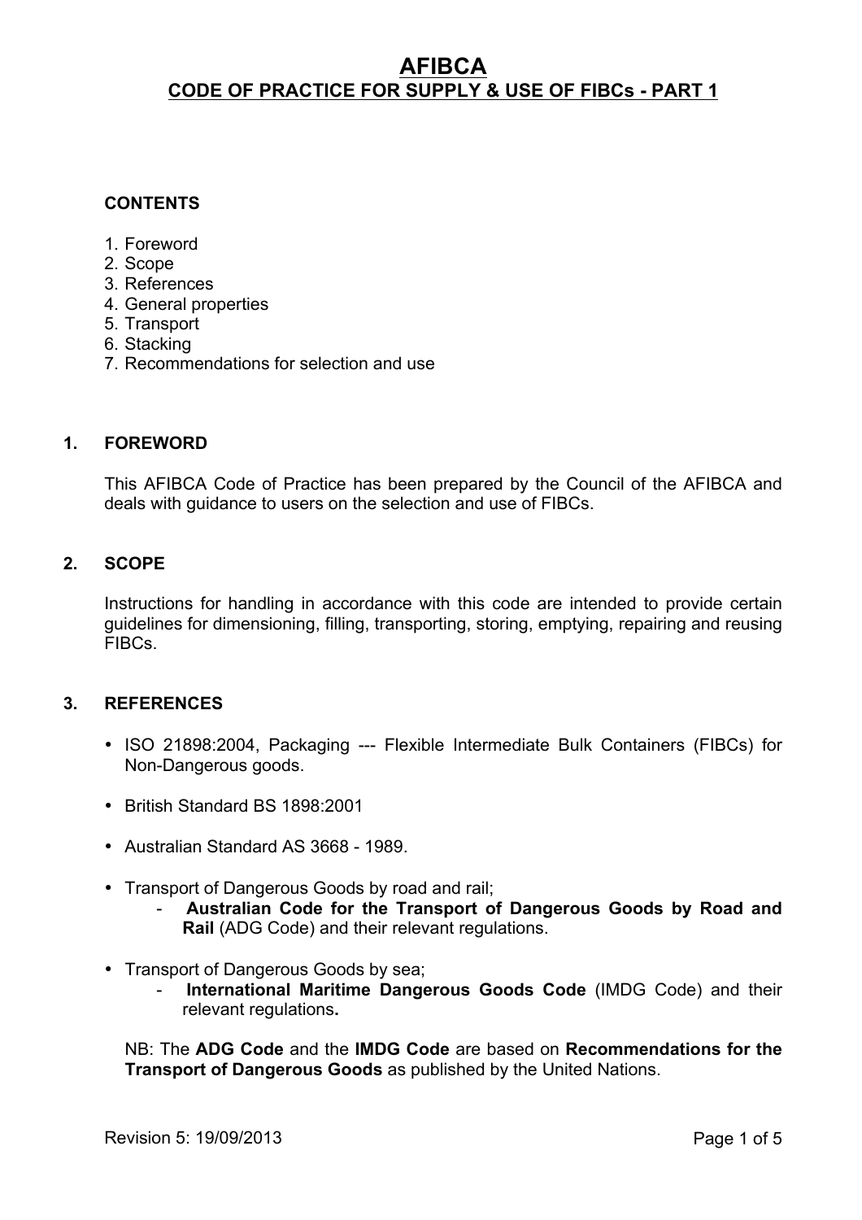# AFIBCA

## CODE OF PRACTICE FOR SUPPLY & USE OF FIBCs - PART 1

**CONTENTS**

1. Foreword
2. Scope
3. References
4. General properties
5. Transport
6. Stacking
7. Recommendations for selection and use

## 1. FOREWORD

This AFIBCA Code of Practice has been prepared by the Council of the AFIBCA and deals with guidance to users on the selection and use of FIBCs.

## 2. SCOPE

Instructions for handling in accordance with this code are intended to provide certain guidelines for dimensioning, filling, transporting, storing, emptying, repairing and reusing FIBCs.

## 3. REFERENCES

- ISO 21898:2004, Packaging --- Flexible Intermediate Bulk Containers (FIBCs) for Non-Dangerous goods.
- British Standard BS 1898:2001
- Australian Standard AS 3668 - 1989.
- Transport of Dangerous Goods by road and rail;
  - **Australian Code for the Transport of Dangerous Goods by Road and Rail** (ADG Code) and their relevant regulations.
- Transport of Dangerous Goods by sea;
  - **International Maritime Dangerous Goods Code** (IMDG Code) and their relevant regulations**.**

NB: The **ADG Code** and the **IMDG Code** are based on **Recommendations for the Transport of Dangerous Goods** as published by the United Nations.

Revision 5: 19/09/2013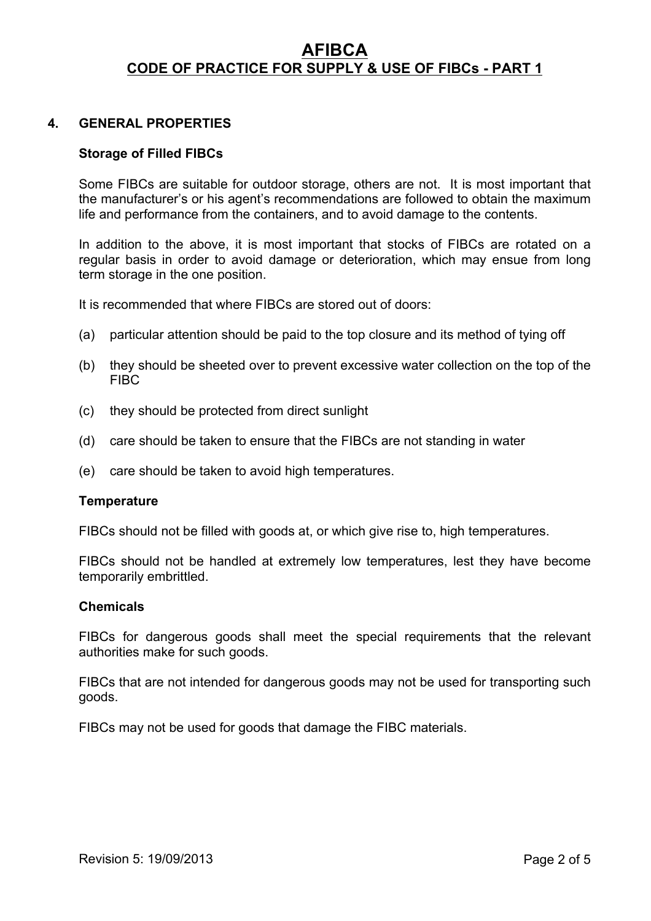## 4. GENERAL PROPERTIES

### Storage of Filled FIBCs

Some FIBCs are suitable for outdoor storage, others are not. It is most important that the manufacturer's or his agent's recommendations are followed to obtain the maximum life and performance from the containers, and to avoid damage to the contents.

In addition to the above, it is most important that stocks of FIBCs are rotated on a regular basis in order to avoid damage or deterioration, which may ensue from long term storage in the one position.

It is recommended that where FIBCs are stored out of doors:

(a) particular attention should be paid to the top closure and its method of tying off

(b) they should be sheeted over to prevent excessive water collection on the top of the FIBC

(c) they should be protected from direct sunlight

(d) care should be taken to ensure that the FIBCs are not standing in water

(e) care should be taken to avoid high temperatures.

### Temperature

FIBCs should not be filled with goods at, or which give rise to, high temperatures.

FIBCs should not be handled at extremely low temperatures, lest they have become temporarily embrittled.

### Chemicals

FIBCs for dangerous goods shall meet the special requirements that the relevant authorities make for such goods.

FIBCs that are not intended for dangerous goods may not be used for transporting such goods.

FIBCs may not be used for goods that damage the FIBC materials.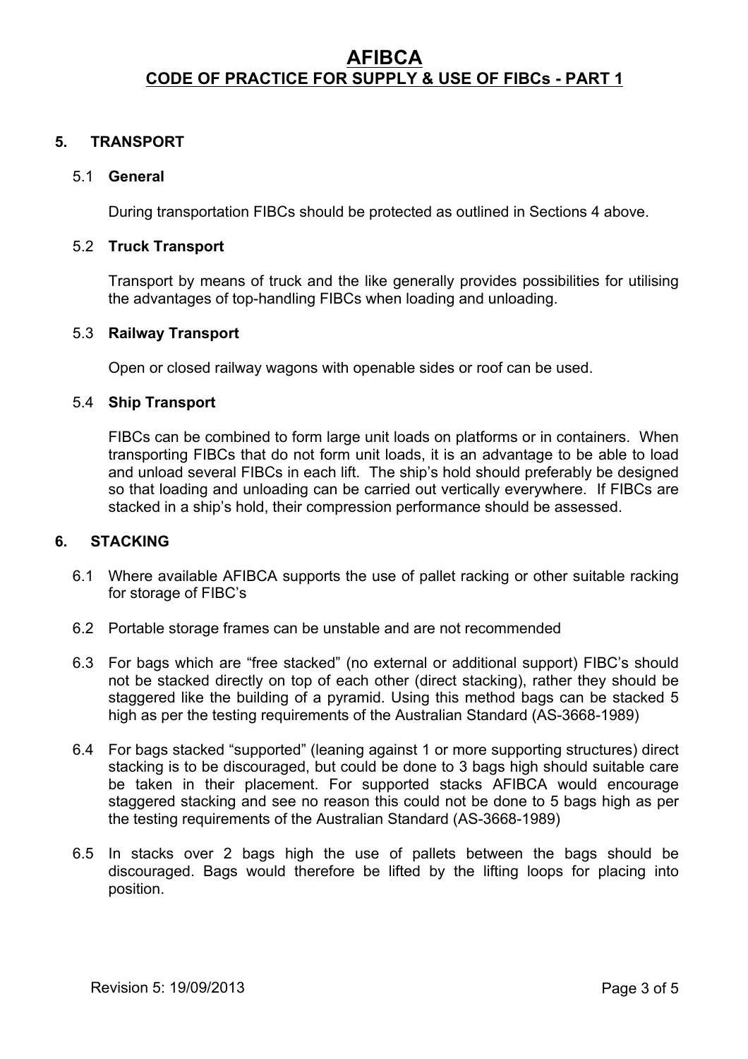## 5. TRANSPORT

### 5.1 General

During transportation FIBCs should be protected as outlined in Sections 4 above.

### 5.2 Truck Transport

Transport by means of truck and the like generally provides possibilities for utilising the advantages of top-handling FIBCs when loading and unloading.

### 5.3 Railway Transport

Open or closed railway wagons with openable sides or roof can be used.

### 5.4 Ship Transport

FIBCs can be combined to form large unit loads on platforms or in containers. When transporting FIBCs that do not form unit loads, it is an advantage to be able to load and unload several FIBCs in each lift. The ship's hold should preferably be designed so that loading and unloading can be carried out vertically everywhere. If FIBCs are stacked in a ship's hold, their compression performance should be assessed.

## 6. STACKING

6.1 Where available AFIBCA supports the use of pallet racking or other suitable racking for storage of FIBC's

6.2 Portable storage frames can be unstable and are not recommended

6.3 For bags which are "free stacked" (no external or additional support) FIBC's should not be stacked directly on top of each other (direct stacking), rather they should be staggered like the building of a pyramid. Using this method bags can be stacked 5 high as per the testing requirements of the Australian Standard (AS-3668-1989)

6.4 For bags stacked "supported" (leaning against 1 or more supporting structures) direct stacking is to be discouraged, but could be done to 3 bags high should suitable care be taken in their placement. For supported stacks AFIBCA would encourage staggered stacking and see no reason this could not be done to 5 bags high as per the testing requirements of the Australian Standard (AS-3668-1989)

6.5 In stacks over 2 bags high the use of pallets between the bags should be discouraged. Bags would therefore be lifted by the lifting loops for placing into position.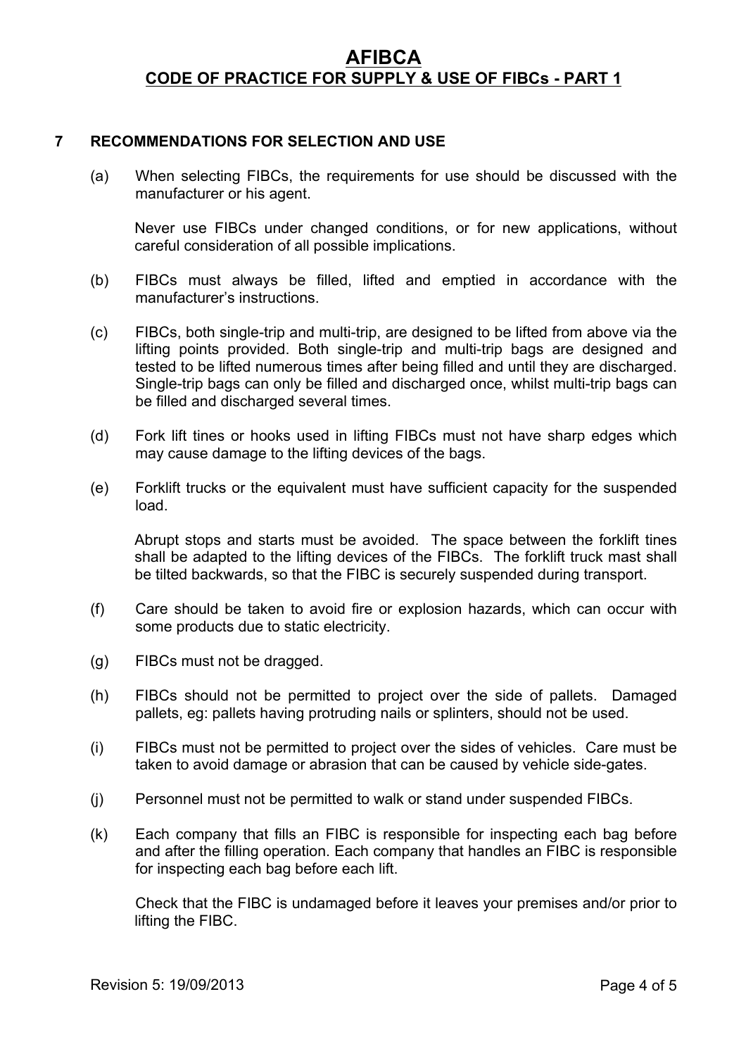## 7 RECOMMENDATIONS FOR SELECTION AND USE

(a) When selecting FIBCs, the requirements for use should be discussed with the manufacturer or his agent.

Never use FIBCs under changed conditions, or for new applications, without careful consideration of all possible implications.

(b) FIBCs must always be filled, lifted and emptied in accordance with the manufacturer's instructions.

(c) FIBCs, both single-trip and multi-trip, are designed to be lifted from above via the lifting points provided. Both single-trip and multi-trip bags are designed and tested to be lifted numerous times after being filled and until they are discharged. Single-trip bags can only be filled and discharged once, whilst multi-trip bags can be filled and discharged several times.

(d) Fork lift tines or hooks used in lifting FIBCs must not have sharp edges which may cause damage to the lifting devices of the bags.

(e) Forklift trucks or the equivalent must have sufficient capacity for the suspended load.

Abrupt stops and starts must be avoided. The space between the forklift tines shall be adapted to the lifting devices of the FIBCs. The forklift truck mast shall be tilted backwards, so that the FIBC is securely suspended during transport.

(f) Care should be taken to avoid fire or explosion hazards, which can occur with some products due to static electricity.

(g) FIBCs must not be dragged.

(h) FIBCs should not be permitted to project over the side of pallets. Damaged pallets, eg: pallets having protruding nails or splinters, should not be used.

(i) FIBCs must not be permitted to project over the sides of vehicles. Care must be taken to avoid damage or abrasion that can be caused by vehicle side-gates.

(j) Personnel must not be permitted to walk or stand under suspended FIBCs.

(k) Each company that fills an FIBC is responsible for inspecting each bag before and after the filling operation. Each company that handles an FIBC is responsible for inspecting each bag before each lift.

Check that the FIBC is undamaged before it leaves your premises and/or prior to lifting the FIBC.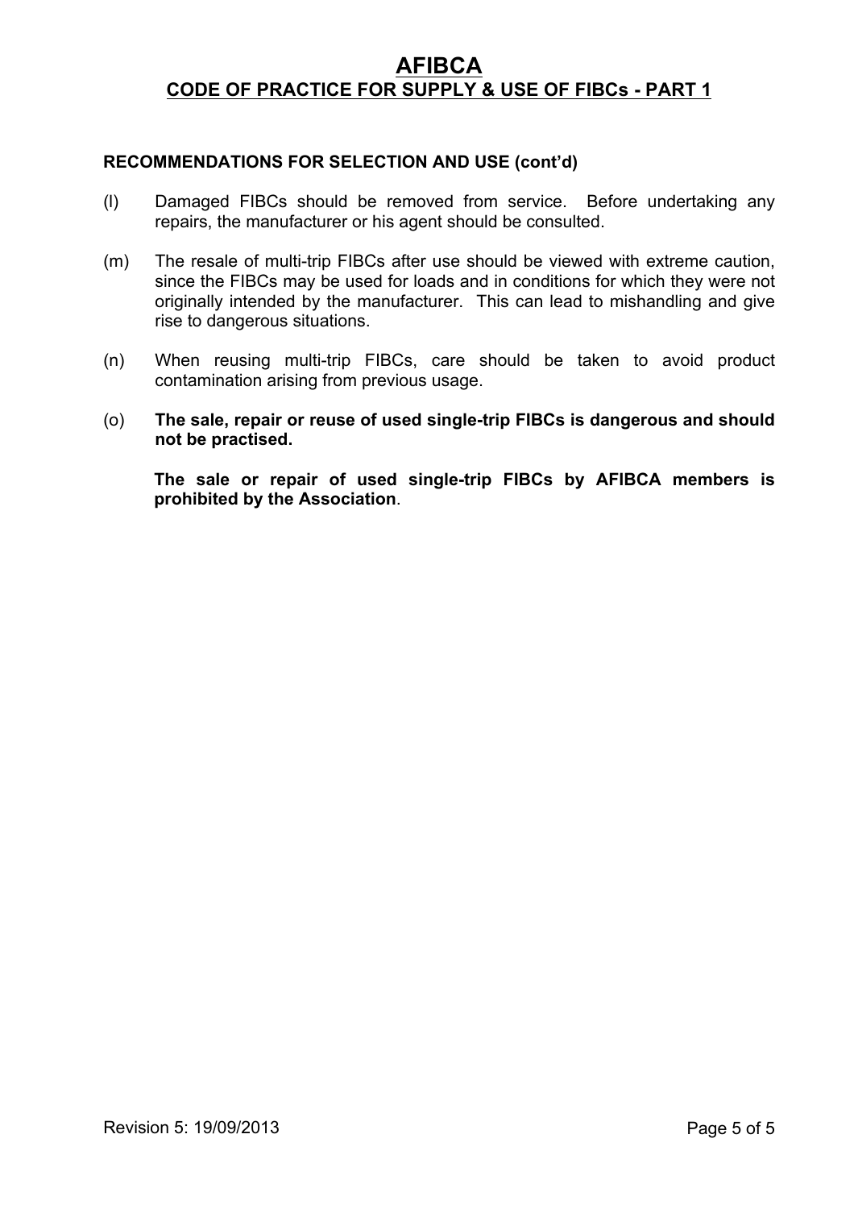## RECOMMENDATIONS FOR SELECTION AND USE (cont'd)

(l) Damaged FIBCs should be removed from service. Before undertaking any repairs, the manufacturer or his agent should be consulted.

(m) The resale of multi-trip FIBCs after use should be viewed with extreme caution, since the FIBCs may be used for loads and in conditions for which they were not originally intended by the manufacturer. This can lead to mishandling and give rise to dangerous situations.

(n) When reusing multi-trip FIBCs, care should be taken to avoid product contamination arising from previous usage.

(o) **The sale, repair or reuse of used single-trip FIBCs is dangerous and should not be practised.**

**The sale or repair of used single-trip FIBCs by AFIBCA members is prohibited by the Association**.